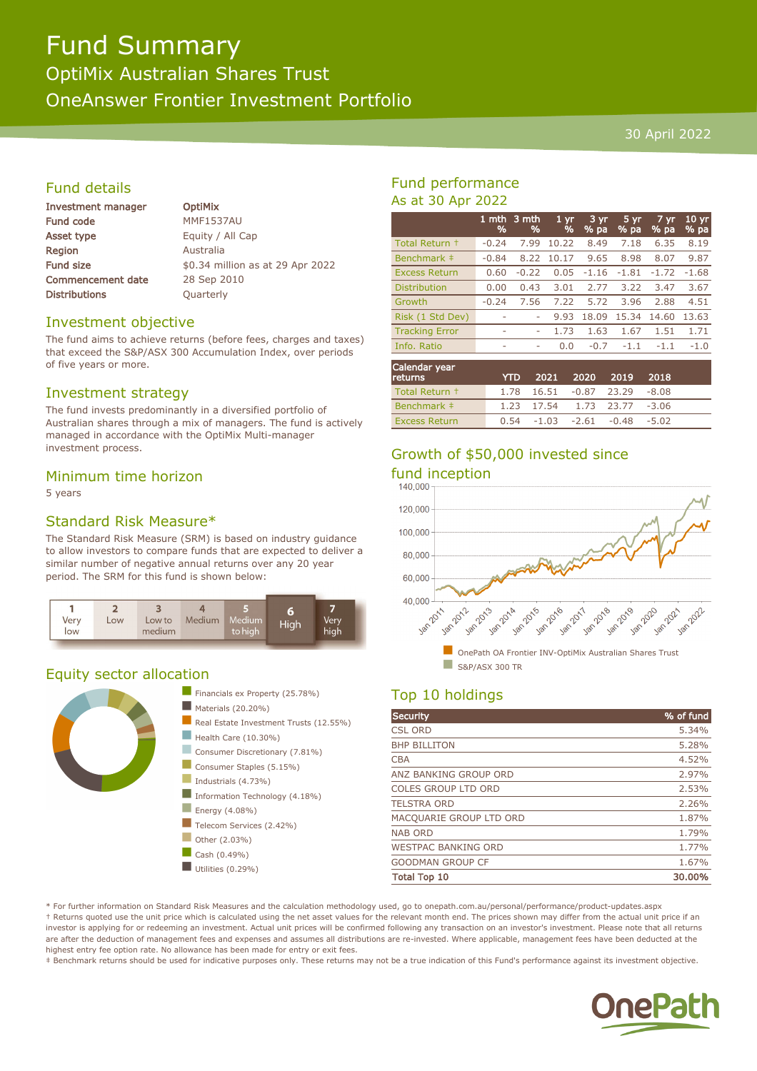# Fund Summary

## OptiMix Australian Shares Trust

## OneAnswer Frontier Investment Portfolio

30 April 2022

## Fund details

| | |
|---|---|
| **Investment manager** | **OptiMix** |
| **Fund code** | MMF1537AU |
| **Asset type** | Equity / All Cap |
| **Region** | Australia |
| **Fund size** | $0.34 million as at 29 Apr 2022 |
| **Commencement date** | 28 Sep 2010 |
| **Distributions** | Quarterly |

## Investment objective

The fund aims to achieve returns (before fees, charges and taxes) that exceed the S&P/ASX 300 Accumulation Index, over periods of five years or more.

## Investment strategy

The fund invests predominantly in a diversified portfolio of Australian shares through a mix of managers. The fund is actively managed in accordance with the OptiMix Multi-manager investment process.

## Minimum time horizon

5 years

## Standard Risk Measure*

The Standard Risk Measure (SRM) is based on industry guidance to allow investors to compare funds that are expected to deliver a similar number of negative annual returns over any 20 year period. The SRM for this fund is shown below:

| 1 Very low | 2 Low | 3 Low to medium | 4 Medium | 5 Medium to high | **6 High** | 7 Very high |
|---|---|---|---|---|---|---|

## Equity sector allocation

- Financials ex Property (25.78%)
- Materials (20.20%)
- Real Estate Investment Trusts (12.55%)
- Health Care (10.30%)
- Consumer Discretionary (7.81%)
- Consumer Staples (5.15%)
- Industrials (4.73%)
- Information Technology (4.18%)
- Energy (4.08%)
- Telecom Services (2.42%)
- Other (2.03%)
- Cash (0.49%)
- Utilities (0.29%)

## Fund performance

### As at 30 Apr 2022

| | 1 mth % | 3 mth % | 1 yr % | 3 yr % pa | 5 yr % pa | 7 yr % pa | 10 yr % pa |
|---|---|---|---|---|---|---|---|
| Total Return † | -0.24 | 7.99 | 10.22 | 8.49 | 7.18 | 6.35 | 8.19 |
| Benchmark ‡ | -0.84 | 8.22 | 10.17 | 9.65 | 8.98 | 8.07 | 9.87 |
| Excess Return | 0.60 | -0.22 | 0.05 | -1.16 | -1.81 | -1.72 | -1.68 |
| Distribution | 0.00 | 0.43 | 3.01 | 2.77 | 3.22 | 3.47 | 3.67 |
| Growth | -0.24 | 7.56 | 7.22 | 5.72 | 3.96 | 2.88 | 4.51 |
| Risk (1 Std Dev) | - | - | 9.93 | 18.09 | 15.34 | 14.60 | 13.63 |
| Tracking Error | - | - | 1.73 | 1.63 | 1.67 | 1.51 | 1.71 |
| Info. Ratio | - | - | 0.0 | -0.7 | -1.1 | -1.1 | -1.0 |

| Calendar year returns | YTD | 2021 | 2020 | 2019 | 2018 |
|---|---|---|---|---|---|
| Total Return † | 1.78 | 16.51 | -0.87 | 23.29 | -8.08 |
| Benchmark ‡ | 1.23 | 17.54 | 1.73 | 23.77 | -3.06 |
| Excess Return | 0.54 | -1.03 | -2.61 | -0.48 | -5.02 |

## Growth of $50,000 invested since fund inception

- OnePath OA Frontier INV-OptiMix Australian Shares Trust
- S&P/ASX 300 TR

## Top 10 holdings

| Security | % of fund |
|---|---|
| CSL ORD | 5.34% |
| BHP BILLITON | 5.28% |
| CBA | 4.52% |
| ANZ BANKING GROUP ORD | 2.97% |
| COLES GROUP LTD ORD | 2.53% |
| TELSTRA ORD | 2.26% |
| MACQUARIE GROUP LTD ORD | 1.87% |
| NAB ORD | 1.79% |
| WESTPAC BANKING ORD | 1.77% |
| GOODMAN GROUP CF | 1.67% |
| **Total Top 10** | **30.00%** |

* For further information on Standard Risk Measures and the calculation methodology used, go to onepath.com.au/personal/performance/product-updates.aspx

† Returns quoted use the unit price which is calculated using the net asset values for the relevant month end. The prices shown may differ from the actual unit price if an investor is applying for or redeeming an investment. Actual unit prices will be confirmed following any transaction on an investor's investment. Please note that all returns are after the deduction of management fees and expenses and assumes all distributions are re-invested. Where applicable, management fees have been deducted at the highest entry fee option rate. No allowance has been made for entry or exit fees.

‡ Benchmark returns should be used for indicative purposes only. These returns may not be a true indication of this Fund's performance against its investment objective.

OnePath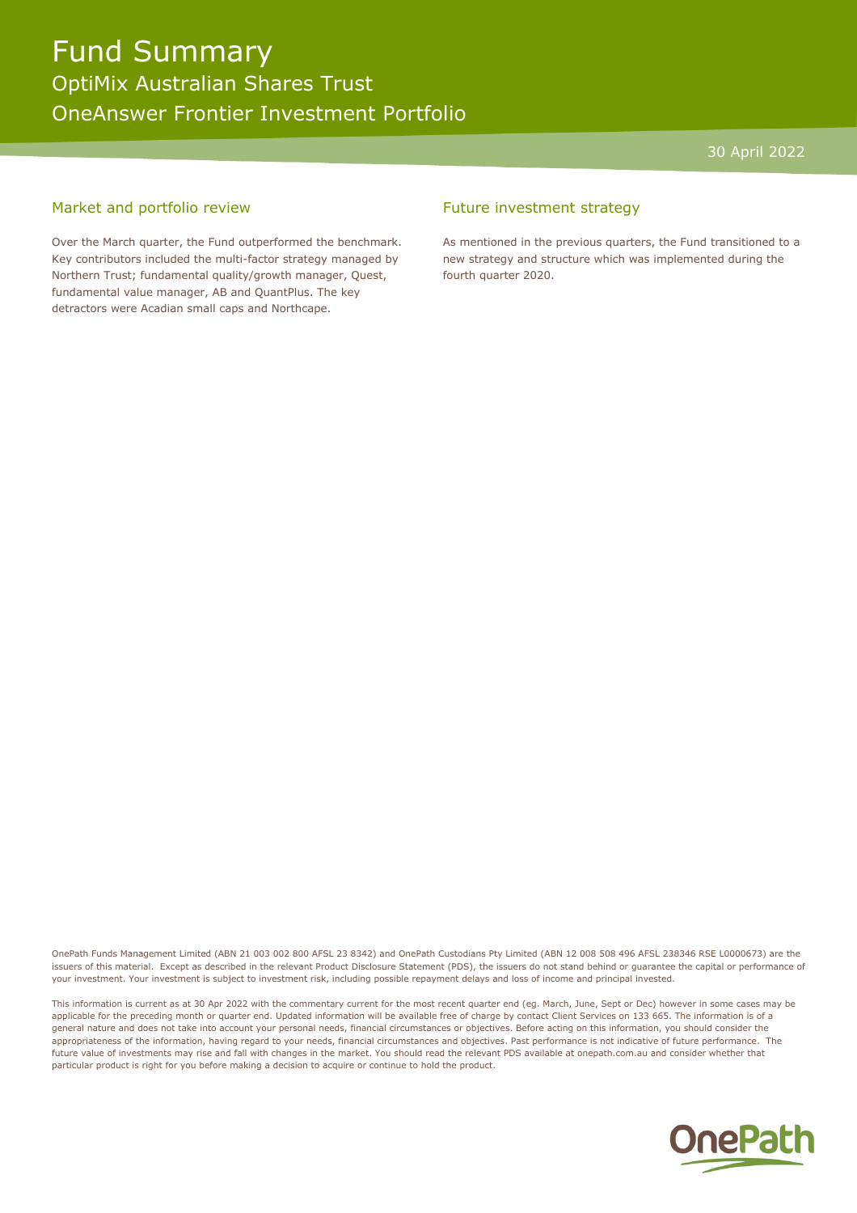# Fund Summary

## OptiMix Australian Shares Trust

## OneAnswer Frontier Investment Portfolio

30 April 2022

### Market and portfolio review

Over the March quarter, the Fund outperformed the benchmark. Key contributors included the multi-factor strategy managed by Northern Trust; fundamental quality/growth manager, Quest, fundamental value manager, AB and QuantPlus. The key detractors were Acadian small caps and Northcape.

### Future investment strategy

As mentioned in the previous quarters, the Fund transitioned to a new strategy and structure which was implemented during the fourth quarter 2020.

OnePath Funds Management Limited (ABN 21 003 002 800 AFSL 23 8342) and OnePath Custodians Pty Limited (ABN 12 008 508 496 AFSL 238346 RSE L0000673) are the issuers of this material. Except as described in the relevant Product Disclosure Statement (PDS), the issuers do not stand behind or guarantee the capital or performance of your investment. Your investment is subject to investment risk, including possible repayment delays and loss of income and principal invested.

This information is current as at 30 Apr 2022 with the commentary current for the most recent quarter end (eg. March, June, Sept or Dec) however in some cases may be applicable for the preceding month or quarter end. Updated information will be available free of charge by contact Client Services on 133 665. The information is of a general nature and does not take into account your personal needs, financial circumstances or objectives. Before acting on this information, you should consider the appropriateness of the information, having regard to your needs, financial circumstances and objectives. Past performance is not indicative of future performance. The future value of investments may rise and fall with changes in the market. You should read the relevant PDS available at onepath.com.au and consider whether that particular product is right for you before making a decision to acquire or continue to hold the product.

OnePath